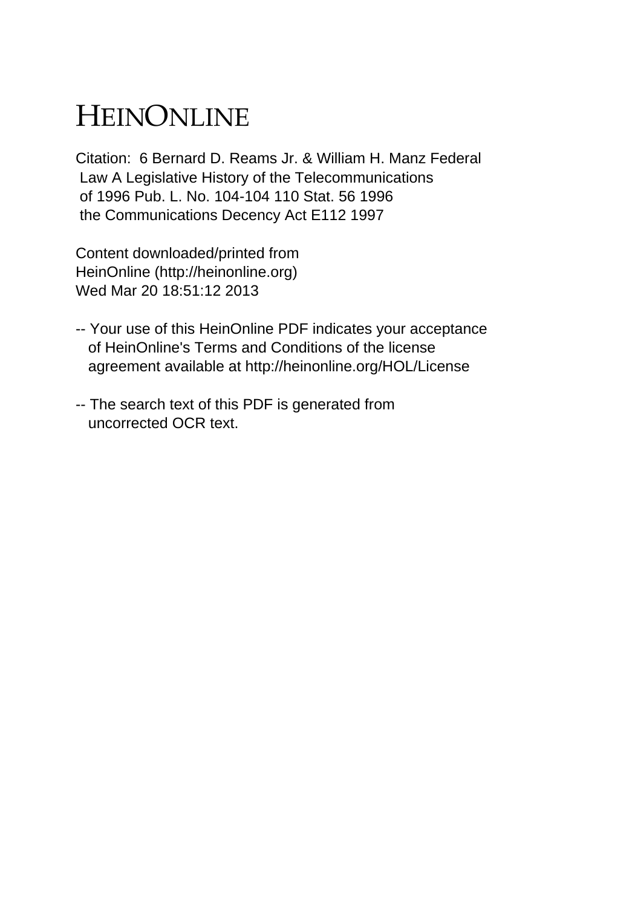# HEINONLINE

Citation: 6 Bernard D. Reams Jr. & William H. Manz Federal Law A Legislative History of the Telecommunications of 1996 Pub. L. No. 104-104 110 Stat. 56 1996 the Communications Decency Act E112 1997

Content downloaded/printed from HeinOnline (http://heinonline.org) Wed Mar 20 18:51:12 2013

-- Your use of this HeinOnline PDF indicates your acceptance of HeinOnline's Terms and Conditions of the license agreement available at http://heinonline.org/HOL/License

-- The search text of this PDF is generated from uncorrected OCR text.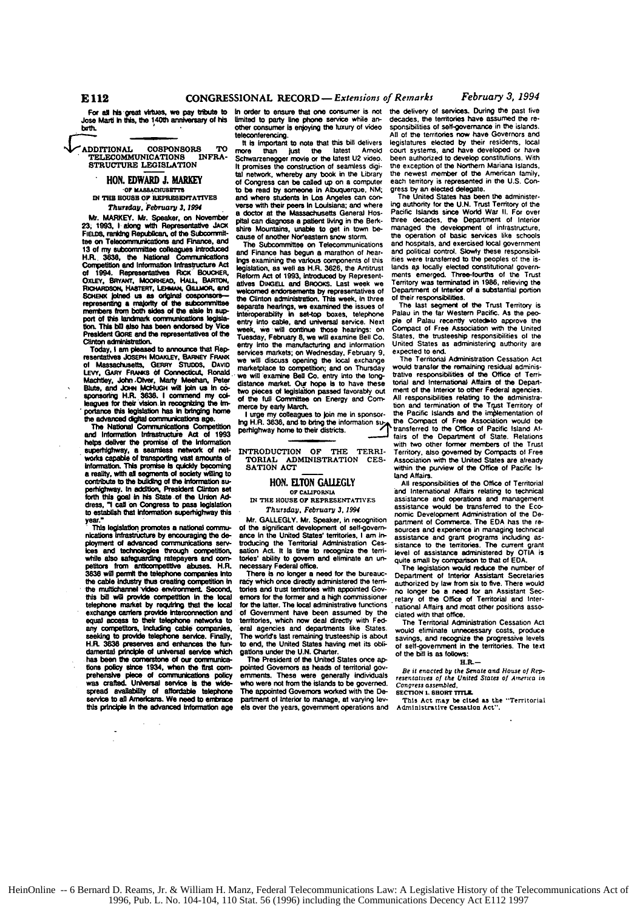For all his great virtues, we pay tribute to Jose Marti in this, the 140th anniversary of his birth.

## ADDITIONAL COSPONSORS TO TELECOMMUNICATIONS INFRASTRUCTURE LEGISLATION

### HON. EDWARD J. MARKEY

OF MASSACHUSETTS

IN THE HOUSE OF REPRESENTATIVES

*Thursday, February 3, 1994*

Mr. MARKEY. Mr. Speaker, on November 23, 1993, I along with Representative JACK FIELDS, ranking Republican, of the Subcommittee on Telecommunications and Finance, and 13 of my subcommittee colleagues introduced H.R. 3636, the National Communications Competition and Information Infrastructure Act of 1994. Representatives RICK BOUCHER, OXLEY, BRYANT, MOORHEAD, HALL, BARTON, RICHARDSON, HASTERT, LEHMAN, GILLMOR, and SCHENK joined us as original cosponsors—representing a majority of the subcommittee members from both sides of the aisle in support of this landmark communications legislation. This bill also has been endorsed by Vice President GORE and the representatives of the Clinton administration.

Today, I am pleased to announce that Representatives JOSEPH MOAKLEY, BARNEY FRANK of Massachusetts, GERRY STUDDS, DAVID LEVY, GARY FRANKS of Connecticut, Ronald Machtley, John Olver, Marty Meehan, Peter Blute, and JOHN MCHUGH will join us in cosponsoring H.R. 3636. I commend my colleagues for their vision in recognizing the importance this legislation has in bringing home the advanced digital communications age.

The National Communications Competition and Information Infrastructure Act of 1993 helps deliver the promise of the information superhighway, a seamless network of networks capable of transporting vast amounts of information. This promise is quickly becoming a reality, with all segments of society willing to contribute to the building of the information superhighway. In addition, President Clinton set forth this goal in his State of the Union Address, "I call on Congress to pass legislation to establish that information superhighway this year."

This legislation promotes a national communications infrastructure by encouraging the deployment of advanced communications services and technologies through competition, while also safeguarding ratepayers and competitors from anticompetitive abuses. H.R. 3636 will permit the telephone companies into the cable industry thus creating competition in the multichannel video environment. Second, this bill will provide competition in the local telephone market by requiring that the local exchange carriers provide interconnection and equal access to their telephone networks to any competitors, including cable companies, seeking to provide telephone service. Finally, H.R. 3636 preserves and enhances the fundamental principle of universal service which has been the cornerstone of our communications policy since 1934, when the first comprehensive piece of communications policy was crafted. Universal service is the widespread availability of affordable telephone service to all Americans. We need to embrace this principle in the advanced information age in order to ensure that one consumer is not limited to party line phone service while another consumer is enjoying the luxury of video teleconferencing.

It is important to note that this bill delivers more than just the latest Arnold Schwarzenegger movie or the latest U2 video. It promises the construction of seamless digital network, whereby any book in the Library of Congress can be called up on a computer to be read by someone in Albuquerque, NM; and where students in Los Angeles can converse with their peers in Louisiana; and where a doctor at the Massachusetts General Hospital can diagnose a patient living in the Berkshire Mountains, unable to get in town because of another Nor'eastern snow storm.

The Subcommittee on Telecommunications and Finance has begun a marathon of hearings examining the various components of this legislation, as well as H.R. 3626, the Antitrust Reform Act of 1993, introduced by Representatives DINGELL and BROOKS. Last week we welcomed endorsements by representatives of the Clinton administration. This week, in three separate hearings, we examined the issues of interoperability in set-top boxes, telephone entry into cable, and universal service. Next week, we will continue those hearings: on Tuesday, February 8, we will examine Bell Co. entry into the manufacturing and information services markets; on Wednesday, February 9, we will discuss opening the local exchange marketplace to competition; and on Thursday we will examine Bell Co. entry into the long-distance market. Our hope is to have these two pieces of legislation passed favorably out of the full Committee on Energy and Commerce by early March.

I urge my colleagues to join me in sponsoring H.R. 3636, and to bring the information superhighway home to their districts.

## INTRODUCTION OF THE TERRITORIAL ADMINISTRATION CESSATION ACT

### HON. ELTON GALLEGLY

OF CALIFORNIA

IN THE HOUSE OF REPRESENTATIVES

*Thursday, February 3, 1994*

Mr. GALLEGLY. Mr. Speaker, in recognition of the significant development of self-governance in the United States' territories, I am introducing the Territorial Administration Cessation Act. It is time to recognize the territories' ability to govern and eliminate an unnecessary Federal office.

There is no longer a need for the bureaucracy which once directly administered the territories and trust territories with appointed Governors for the former and a high commissioner for the latter. The local administrative functions of Government have been assumed by the territories, which now deal directly with Federal agencies and departments like States. The world's last remaining trusteeship is about to end, with the United States having met its obligations under the U.N. Charter.

The President of the United States once appointed Governors as heads of territorial governments. These were generally individuals who were not from the islands to be governed. The appointed Governors worked with the Department of Interior to manage, at varying levels over the years, government operations and the delivery of services. During the past five decades, the territories have assumed the responsibilities of self-governance in the islands. All of the territories now have Governors and legislatures elected by their residents, local court systems, and have developed or have been authorized to develop constitutions. With the exception of the Northern Mariana Islands, the newest member of the American family, each territory is represented in the U.S. Congress by an elected delegate.

The United States has been the administering authority for the U.N. Trust Territory of the Pacific Islands since World War II. For over three decades, the Department of Interior managed the development of infrastructure, the operation of basic services like schools and hospitals, and exercised local government and political control. Slowly these responsibilities were transferred to the peoples of the islands as locally elected constitutional governments emerged. Three-fourths of the Trust Territory was terminated in 1986, relieving the Department of Interior of a substantial portion of their responsibilities.

The last segment of the Trust Territory is Palau in the far Western Pacific. As the people of Palau recently voted to approve the Compact of Free Association with the United States, the trusteeship responsibilities of the United States as administering authority are expected to end.

The Territorial Administration Cessation Act would transfer the remaining residual administrative responsibilities of the Office of Territorial and International Affairs of the Department of the Interior to other Federal agencies. All responsibilities relating to the administration and termination of the Trust Territory of the Pacific Islands and the implementation of the Compact of Free Association would be transferred to the Office of Pacific Island Affairs of the Department of State. Relations with two other former members of the Trust Territory, also governed by Compacts of Free Association with the United States are already within the purview of the Office of Pacific Island Affairs.

All responsibilities of the Office of Territorial and International Affairs relating to technical assistance and operations and management assistance would be transferred to the Economic Development Administration of the Department of Commerce. The EDA has the resources and experience in managing technical assistance and grant programs including assistance to the territories. The current grant level of assistance administered by OTIA is quite small by comparison to that of EDA.

The legislation would reduce the number of Department of Interior Assistant Secretaries authorized by law from six to five. There would no longer be a need for an Assistant Secretary of the Office of Territorial and International Affairs and most other positions associated with that office.

The Territorial Administration Cessation Act would eliminate unnecessary costs, produce savings, and recognize the progressive levels of self-government in the territories. The text of the bill is as follows:

H.R.—

*Be it enacted by the Senate and House of Representatives of the United States of America in Congress assembled,*

SECTION 1. SHORT TITLE.

This Act may be cited as the "Territorial Administrative Cessation Act".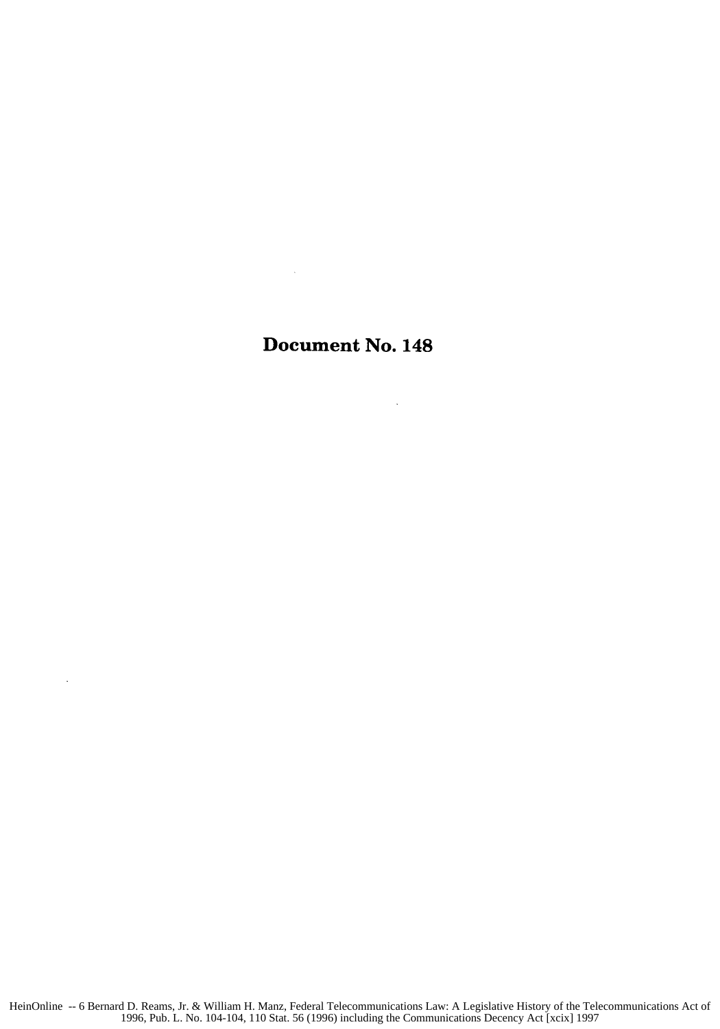# Document No. 148